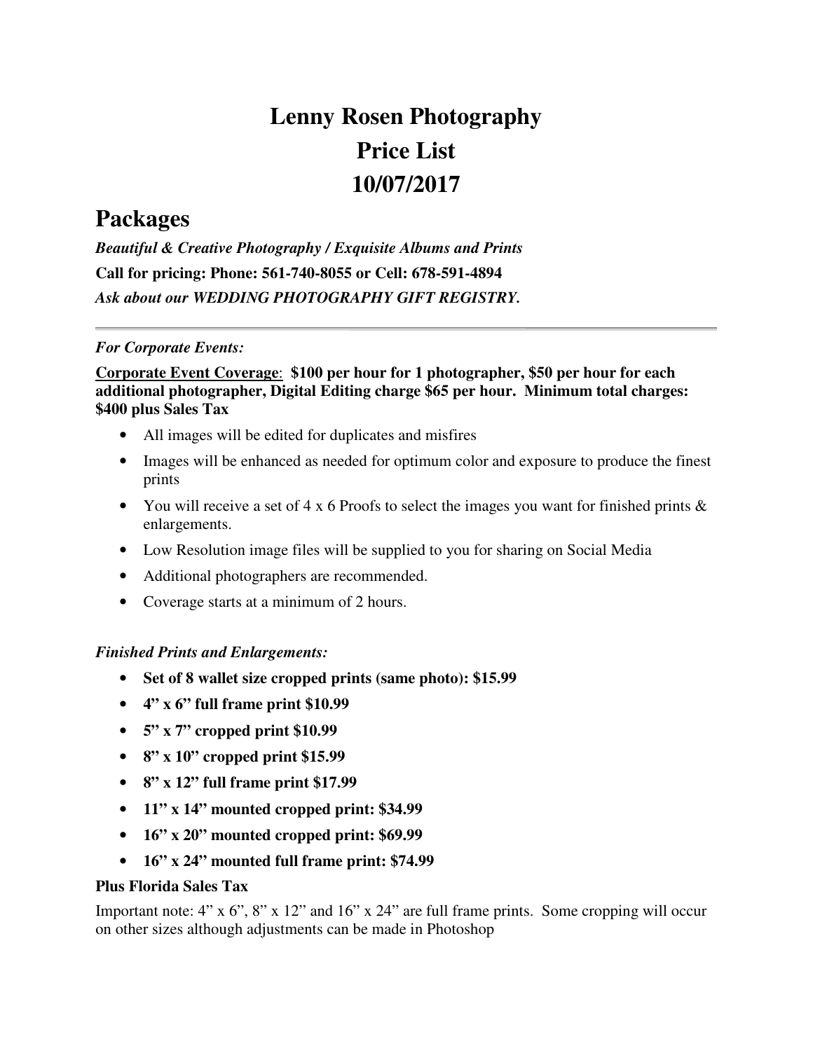# Lenny Rosen Photography
# Price List
# 10/07/2017

## Packages

***Beautiful & Creative Photography / Exquisite Albums and Prints***

**Call for pricing: Phone: 561-740-8055 or Cell: 678-591-4894**

***Ask about our WEDDING PHOTOGRAPHY GIFT REGISTRY.***

---

***For Corporate Events:***

**<u>Corporate Event Coverage</u>: $100 per hour for 1 photographer, $50 per hour for each additional photographer, Digital Editing charge $65 per hour. Minimum total charges: $400 plus Sales Tax**

- All images will be edited for duplicates and misfires
- Images will be enhanced as needed for optimum color and exposure to produce the finest prints
- You will receive a set of 4 x 6 Proofs to select the images you want for finished prints & enlargements.
- Low Resolution image files will be supplied to you for sharing on Social Media
- Additional photographers are recommended.
- Coverage starts at a minimum of 2 hours.

***Finished Prints and Enlargements:***

- **Set of 8 wallet size cropped prints (same photo): $15.99**
- **4" x 6" full frame print $10.99**
- **5" x 7" cropped print $10.99**
- **8" x 10" cropped print $15.99**
- **8" x 12" full frame print $17.99**
- **11" x 14" mounted cropped print: $34.99**
- **16" x 20" mounted cropped print: $69.99**
- **16" x 24" mounted full frame print: $74.99**

**Plus Florida Sales Tax**

Important note: 4" x 6", 8" x 12" and 16" x 24" are full frame prints. Some cropping will occur on other sizes although adjustments can be made in Photoshop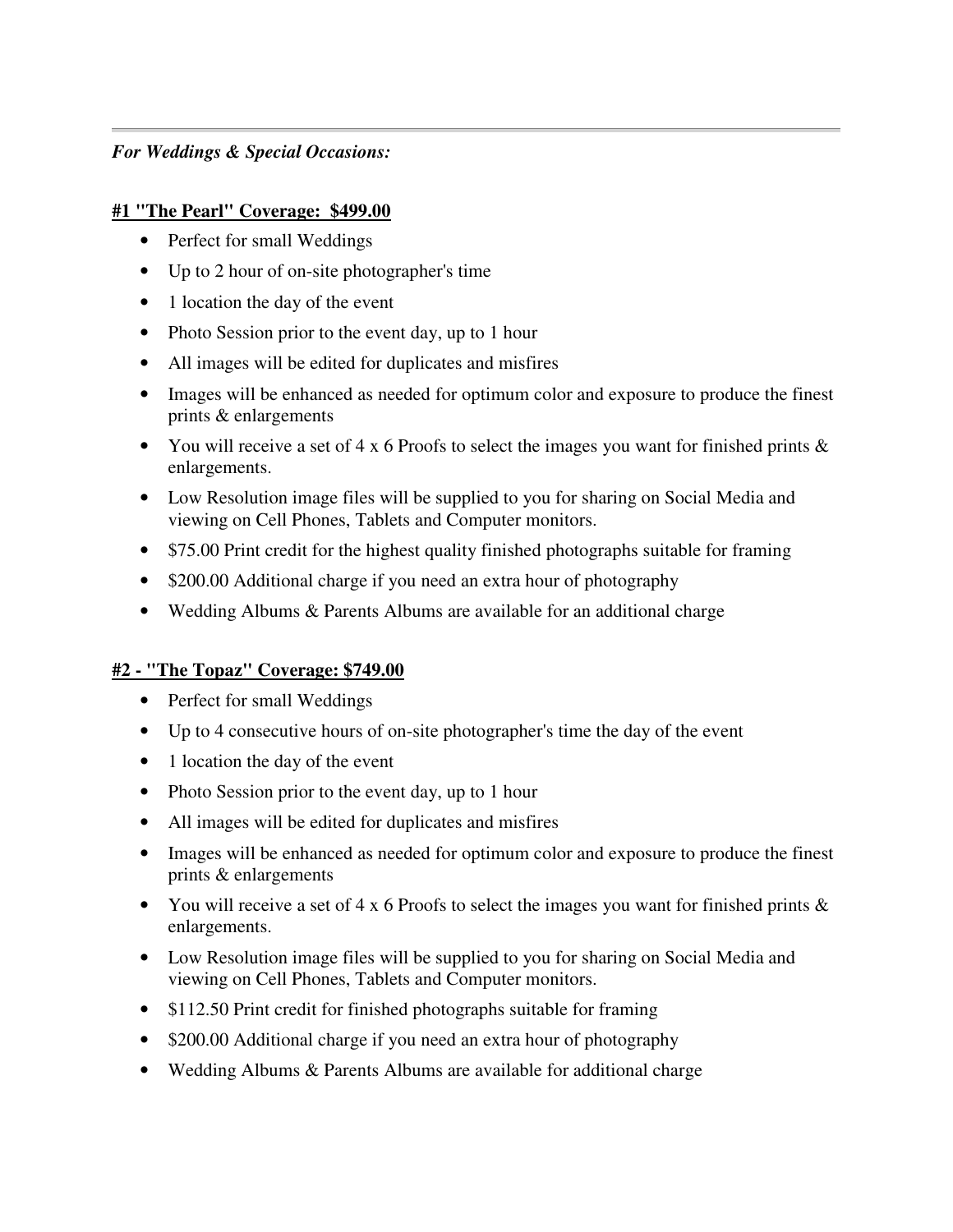---

***For Weddings & Special Occasions:***

**#1 "The Pearl" Coverage:  $499.00**

- Perfect for small Weddings
- Up to 2 hour of on-site photographer's time
- 1 location the day of the event
- Photo Session prior to the event day, up to 1 hour
- All images will be edited for duplicates and misfires
- Images will be enhanced as needed for optimum color and exposure to produce the finest prints & enlargements
- You will receive a set of 4 x 6 Proofs to select the images you want for finished prints & enlargements.
- Low Resolution image files will be supplied to you for sharing on Social Media and viewing on Cell Phones, Tablets and Computer monitors.
- $75.00 Print credit for the highest quality finished photographs suitable for framing
- $200.00 Additional charge if you need an extra hour of photography
- Wedding Albums & Parents Albums are available for an additional charge

**#2 - "The Topaz" Coverage: $749.00**

- Perfect for small Weddings
- Up to 4 consecutive hours of on-site photographer's time the day of the event
- 1 location the day of the event
- Photo Session prior to the event day, up to 1 hour
- All images will be edited for duplicates and misfires
- Images will be enhanced as needed for optimum color and exposure to produce the finest prints & enlargements
- You will receive a set of 4 x 6 Proofs to select the images you want for finished prints & enlargements.
- Low Resolution image files will be supplied to you for sharing on Social Media and viewing on Cell Phones, Tablets and Computer monitors.
- $112.50 Print credit for finished photographs suitable for framing
- $200.00 Additional charge if you need an extra hour of photography
- Wedding Albums & Parents Albums are available for additional charge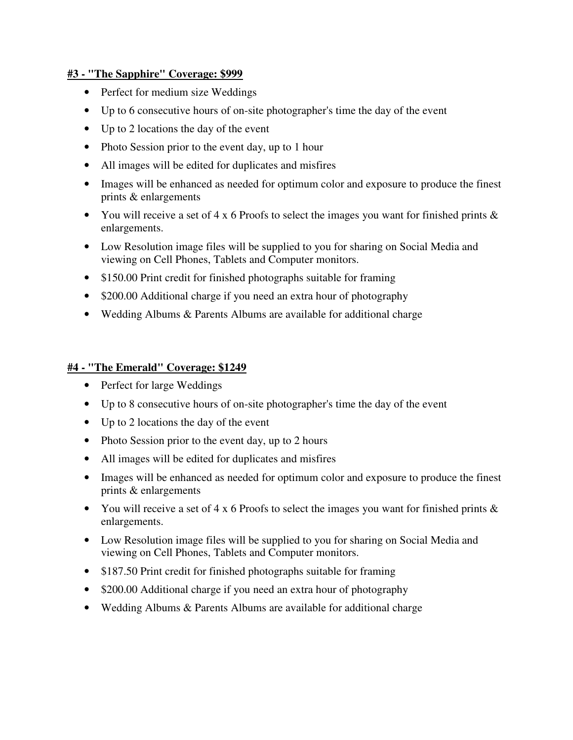**#3 - "The Sapphire" Coverage: $999**

- Perfect for medium size Weddings
- Up to 6 consecutive hours of on-site photographer's time the day of the event
- Up to 2 locations the day of the event
- Photo Session prior to the event day, up to 1 hour
- All images will be edited for duplicates and misfires
- Images will be enhanced as needed for optimum color and exposure to produce the finest prints & enlargements
- You will receive a set of 4 x 6 Proofs to select the images you want for finished prints & enlargements.
- Low Resolution image files will be supplied to you for sharing on Social Media and viewing on Cell Phones, Tablets and Computer monitors.
- $150.00 Print credit for finished photographs suitable for framing
- $200.00 Additional charge if you need an extra hour of photography
- Wedding Albums & Parents Albums are available for additional charge

**#4 - "The Emerald" Coverage: $1249**

- Perfect for large Weddings
- Up to 8 consecutive hours of on-site photographer's time the day of the event
- Up to 2 locations the day of the event
- Photo Session prior to the event day, up to 2 hours
- All images will be edited for duplicates and misfires
- Images will be enhanced as needed for optimum color and exposure to produce the finest prints & enlargements
- You will receive a set of 4 x 6 Proofs to select the images you want for finished prints & enlargements.
- Low Resolution image files will be supplied to you for sharing on Social Media and viewing on Cell Phones, Tablets and Computer monitors.
- $187.50 Print credit for finished photographs suitable for framing
- $200.00 Additional charge if you need an extra hour of photography
- Wedding Albums & Parents Albums are available for additional charge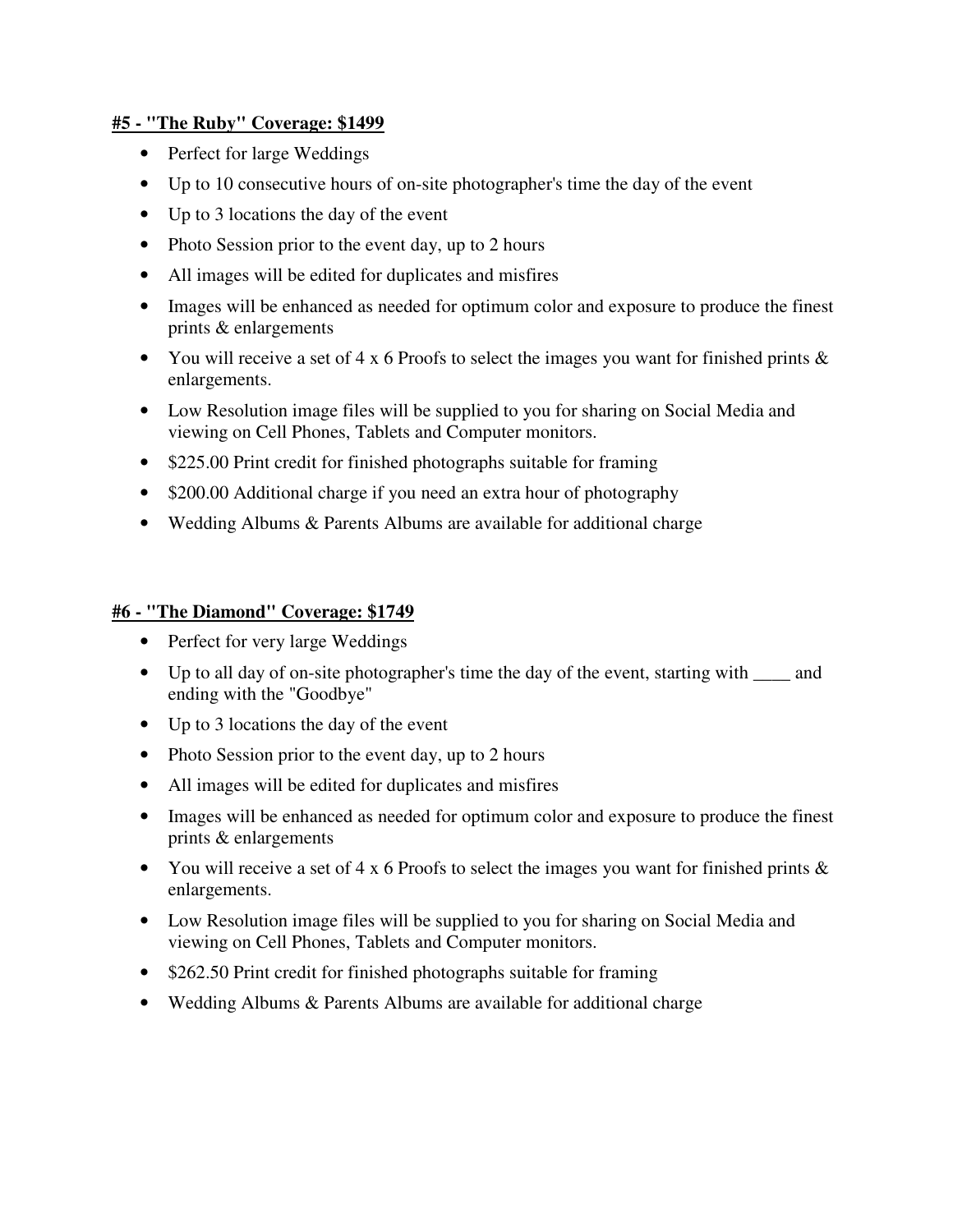**#5 - "The Ruby" Coverage: $1499**

- Perfect for large Weddings
- Up to 10 consecutive hours of on-site photographer's time the day of the event
- Up to 3 locations the day of the event
- Photo Session prior to the event day, up to 2 hours
- All images will be edited for duplicates and misfires
- Images will be enhanced as needed for optimum color and exposure to produce the finest prints & enlargements
- You will receive a set of 4 x 6 Proofs to select the images you want for finished prints & enlargements.
- Low Resolution image files will be supplied to you for sharing on Social Media and viewing on Cell Phones, Tablets and Computer monitors.
- $225.00 Print credit for finished photographs suitable for framing
- $200.00 Additional charge if you need an extra hour of photography
- Wedding Albums & Parents Albums are available for additional charge

**#6 - "The Diamond" Coverage: $1749**

- Perfect for very large Weddings
- Up to all day of on-site photographer's time the day of the event, starting with ____ and ending with the "Goodbye"
- Up to 3 locations the day of the event
- Photo Session prior to the event day, up to 2 hours
- All images will be edited for duplicates and misfires
- Images will be enhanced as needed for optimum color and exposure to produce the finest prints & enlargements
- You will receive a set of 4 x 6 Proofs to select the images you want for finished prints & enlargements.
- Low Resolution image files will be supplied to you for sharing on Social Media and viewing on Cell Phones, Tablets and Computer monitors.
- $262.50 Print credit for finished photographs suitable for framing
- Wedding Albums & Parents Albums are available for additional charge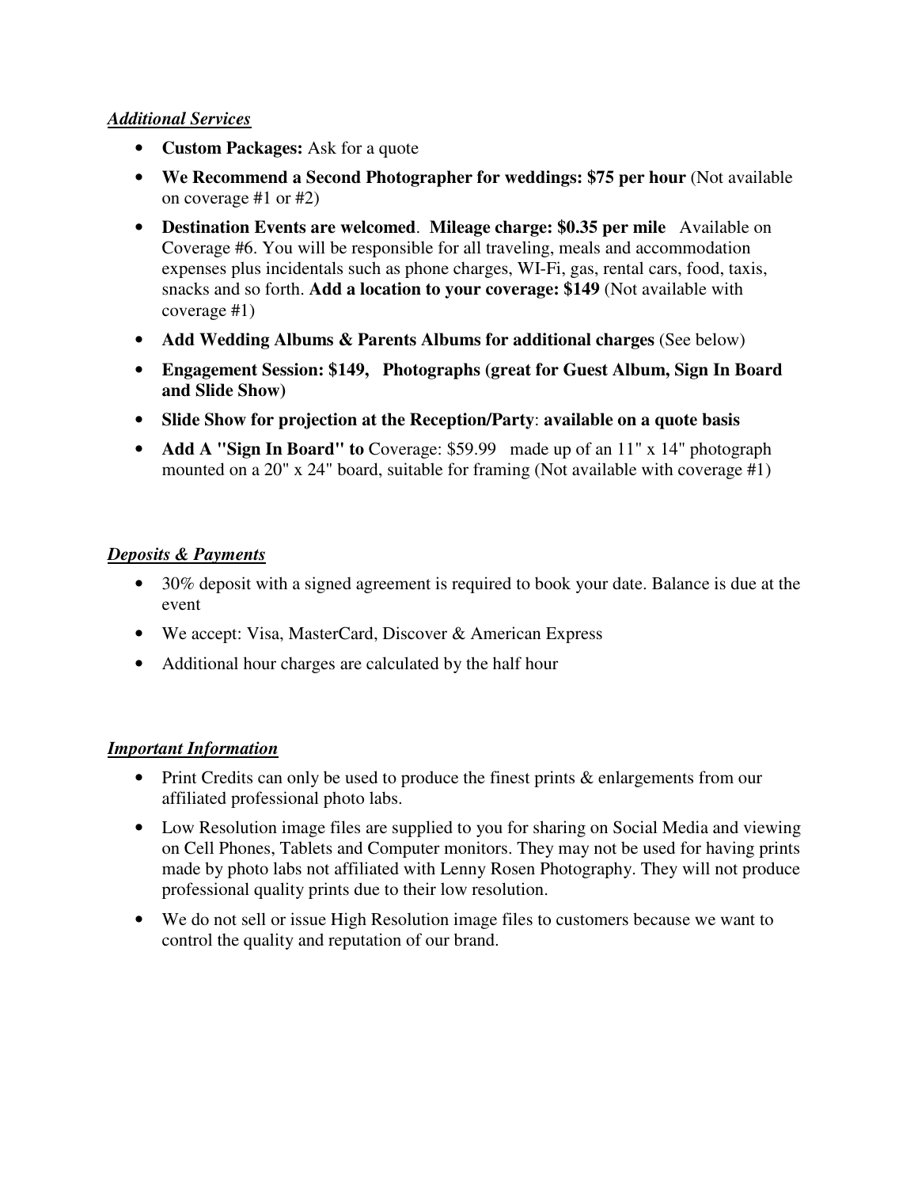***Additional Services***

- **Custom Packages:** Ask for a quote
- **We Recommend a Second Photographer for weddings: $75 per hour** (Not available on coverage #1 or #2)
- **Destination Events are welcomed**. **Mileage charge: $0.35 per mile** Available on Coverage #6. You will be responsible for all traveling, meals and accommodation expenses plus incidentals such as phone charges, WI-Fi, gas, rental cars, food, taxis, snacks and so forth. **Add a location to your coverage: $149** (Not available with coverage #1)
- **Add Wedding Albums & Parents Albums for additional charges** (See below)
- **Engagement Session: $149, Photographs (great for Guest Album, Sign In Board and Slide Show)**
- **Slide Show for projection at the Reception/Party**: **available on a quote basis**
- **Add A "Sign In Board" to** Coverage: $59.99 made up of an 11" x 14" photograph mounted on a 20" x 24" board, suitable for framing (Not available with coverage #1)

***Deposits & Payments***

- 30% deposit with a signed agreement is required to book your date. Balance is due at the event
- We accept: Visa, MasterCard, Discover & American Express
- Additional hour charges are calculated by the half hour

***Important Information***

- Print Credits can only be used to produce the finest prints & enlargements from our affiliated professional photo labs.
- Low Resolution image files are supplied to you for sharing on Social Media and viewing on Cell Phones, Tablets and Computer monitors. They may not be used for having prints made by photo labs not affiliated with Lenny Rosen Photography. They will not produce professional quality prints due to their low resolution.
- We do not sell or issue High Resolution image files to customers because we want to control the quality and reputation of our brand.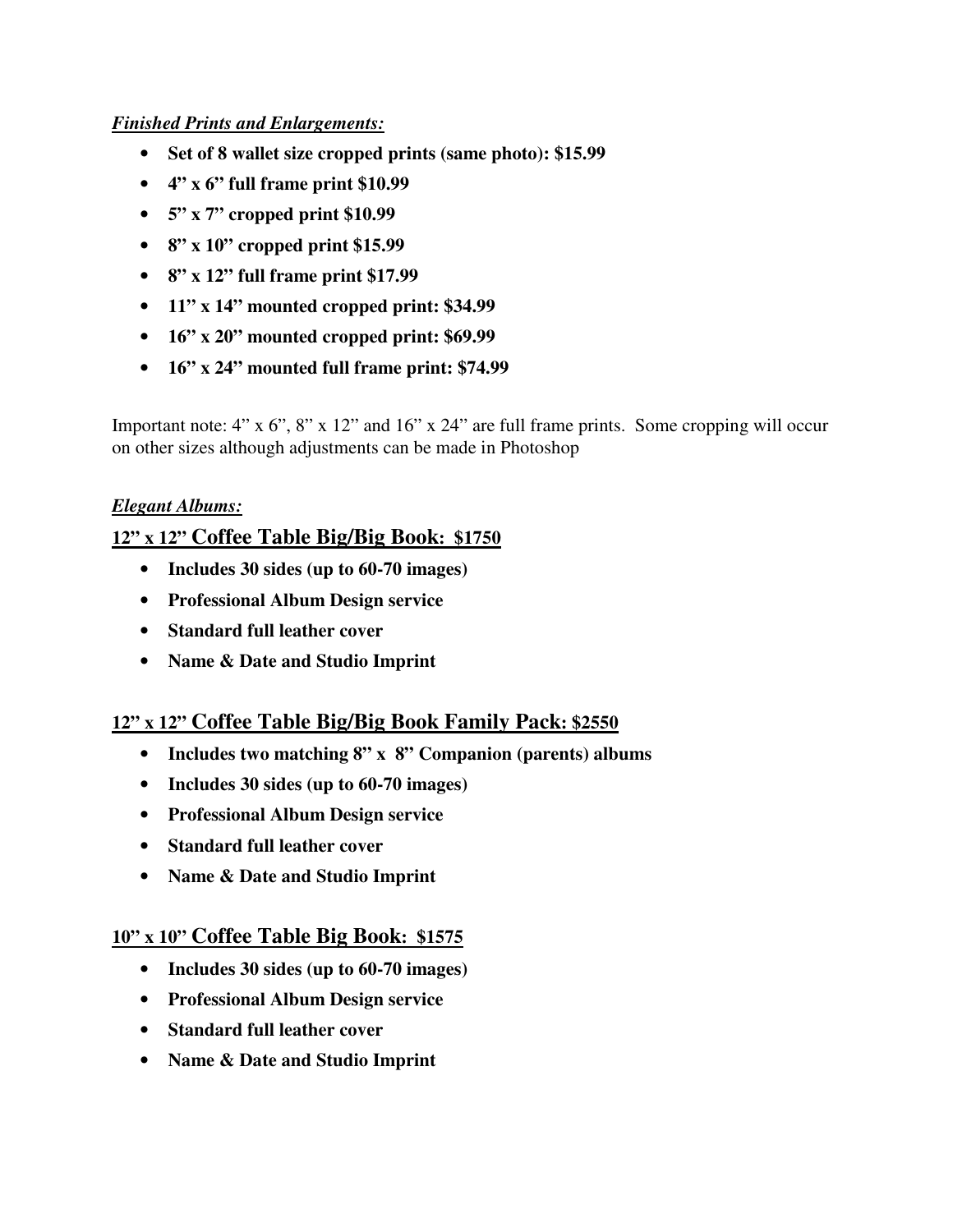***Finished Prints and Enlargements:***

- **Set of 8 wallet size cropped prints (same photo): $15.99**
- **4" x 6" full frame print $10.99**
- **5" x 7" cropped print $10.99**
- **8" x 10" cropped print $15.99**
- **8" x 12" full frame print $17.99**
- **11" x 14" mounted cropped print: $34.99**
- **16" x 20" mounted cropped print: $69.99**
- **16" x 24" mounted full frame print: $74.99**

Important note: 4" x 6", 8" x 12" and 16" x 24" are full frame prints. Some cropping will occur on other sizes although adjustments can be made in Photoshop

***Elegant Albums:***

### 12" x 12" Coffee Table Big/Big Book: $1750

- **Includes 30 sides (up to 60-70 images)**
- **Professional Album Design service**
- **Standard full leather cover**
- **Name & Date and Studio Imprint**

### 12" x 12" Coffee Table Big/Big Book Family Pack: $2550

- **Includes two matching 8" x 8" Companion (parents) albums**
- **Includes 30 sides (up to 60-70 images)**
- **Professional Album Design service**
- **Standard full leather cover**
- **Name & Date and Studio Imprint**

### 10" x 10" Coffee Table Big Book: $1575

- **Includes 30 sides (up to 60-70 images)**
- **Professional Album Design service**
- **Standard full leather cover**
- **Name & Date and Studio Imprint**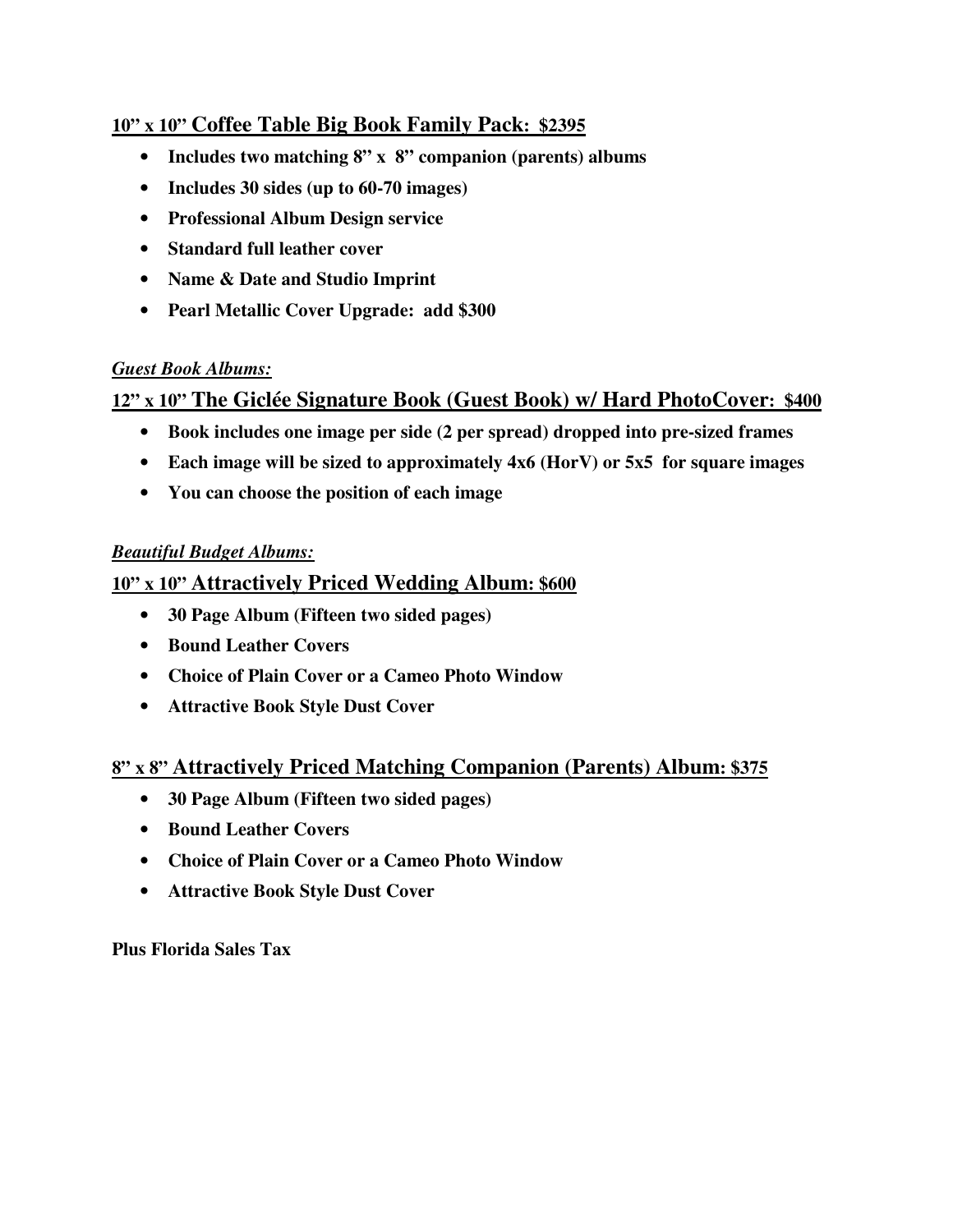### 10" x 10" Coffee Table Big Book Family Pack: $2395

- **Includes two matching 8" x 8" companion (parents) albums**
- **Includes 30 sides (up to 60-70 images)**
- **Professional Album Design service**
- **Standard full leather cover**
- **Name & Date and Studio Imprint**
- **Pearl Metallic Cover Upgrade: add $300**

***Guest Book Albums:***

### 12" x 10" The Giclée Signature Book (Guest Book) w/ Hard PhotoCover: $400

- **Book includes one image per side (2 per spread) dropped into pre-sized frames**
- **Each image will be sized to approximately 4x6 (HorV) or 5x5 for square images**
- **You can choose the position of each image**

***Beautiful Budget Albums:***

### 10" x 10" Attractively Priced Wedding Album: $600

- **30 Page Album (Fifteen two sided pages)**
- **Bound Leather Covers**
- **Choice of Plain Cover or a Cameo Photo Window**
- **Attractive Book Style Dust Cover**

### 8" x 8" Attractively Priced Matching Companion (Parents) Album: $375

- **30 Page Album (Fifteen two sided pages)**
- **Bound Leather Covers**
- **Choice of Plain Cover or a Cameo Photo Window**
- **Attractive Book Style Dust Cover**

**Plus Florida Sales Tax**